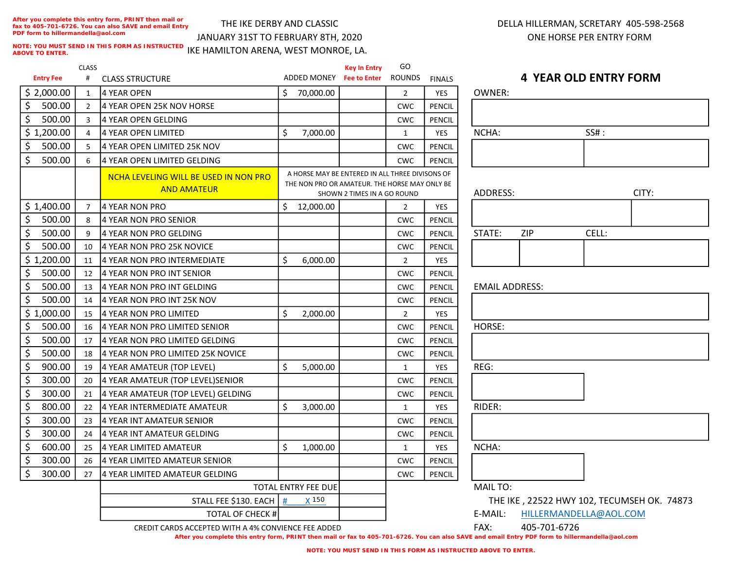After you complete this entry form, PRINT then mail or fax to 405-701-6726. You can also SAVE and email Entry PDF form to hillermandella@aol.com

NOTE: YOU MUST SEND IN THIS FORM AS INSTRUCTED ABOVE TO ENTER.

THE IKE DERBY AND CLASSIC
JANUARY 31ST TO FEBRUARY 8TH, 2020
IKE HAMILTON ARENA, WEST MONROE, LA.

DELLA HILLERMAN, SCRETARY 405-598-2568
ONE HORSE PER ENTRY FORM

# 4 YEAR OLD ENTRY FORM

| Entry Fee | CLASS # | CLASS STRUCTURE | ADDED MONEY | Key In Entry Fee to Enter | GO ROUNDS | FINALS |
|---|---|---|---|---|---|---|
| $ 2,000.00 | 1 | 4 YEAR OPEN | $ 70,000.00 | | 2 | YES |
| $ 500.00 | 2 | 4 YEAR OPEN 25K NOV HORSE | | | CWC | PENCIL |
| $ 500.00 | 3 | 4 YEAR OPEN GELDING | | | CWC | PENCIL |
| $ 1,200.00 | 4 | 4 YEAR OPEN LIMITED | $ 7,000.00 | | 1 | YES |
| $ 500.00 | 5 | 4 YEAR OPEN LIMITED 25K NOV | | | CWC | PENCIL |
| $ 500.00 | 6 | 4 YEAR OPEN LIMITED GELDING | | | CWC | PENCIL |
| | | NCHA LEVELING WILL BE USED IN NON PRO AND AMATEUR | A HORSE MAY BE ENTERED IN ALL THREE DIVISONS OF THE NON PRO OR AMATEUR. THE HORSE MAY ONLY BE SHOWN 2 TIMES IN A GO ROUND | | | |
| $ 1,400.00 | 7 | 4 YEAR NON PRO | $ 12,000.00 | | 2 | YES |
| $ 500.00 | 8 | 4 YEAR NON PRO SENIOR | | | CWC | PENCIL |
| $ 500.00 | 9 | 4 YEAR NON PRO GELDING | | | CWC | PENCIL |
| $ 500.00 | 10 | 4 YEAR NON PRO 25K NOVICE | | | CWC | PENCIL |
| $ 1,200.00 | 11 | 4 YEAR NON PRO INTERMEDIATE | $ 6,000.00 | | 2 | YES |
| $ 500.00 | 12 | 4 YEAR NON PRO INT SENIOR | | | CWC | PENCIL |
| $ 500.00 | 13 | 4 YEAR NON PRO INT GELDING | | | CWC | PENCIL |
| $ 500.00 | 14 | 4 YEAR NON PRO INT 25K NOV | | | CWC | PENCIL |
| $ 1,000.00 | 15 | 4 YEAR NON PRO LIMITED | $ 2,000.00 | | 2 | YES |
| $ 500.00 | 16 | 4 YEAR NON PRO LIMITED SENIOR | | | CWC | PENCIL |
| $ 500.00 | 17 | 4 YEAR NON PRO LIMITED GELDING | | | CWC | PENCIL |
| $ 500.00 | 18 | 4 YEAR NON PRO LIMITED 25K NOVICE | | | CWC | PENCIL |
| $ 900.00 | 19 | 4 YEAR AMATEUR (TOP LEVEL) | $ 5,000.00 | | 1 | YES |
| $ 300.00 | 20 | 4 YEAR AMATEUR (TOP LEVEL)SENIOR | | | CWC | PENCIL |
| $ 300.00 | 21 | 4 YEAR AMATEUR (TOP LEVEL) GELDING | | | CWC | PENCIL |
| $ 800.00 | 22 | 4 YEAR INTERMEDIATE AMATEUR | $ 3,000.00 | | 1 | YES |
| $ 300.00 | 23 | 4 YEAR INT AMATEUR SENIOR | | | CWC | PENCIL |
| $ 300.00 | 24 | 4 YEAR INT AMATEUR GELDING | | | CWC | PENCIL |
| $ 600.00 | 25 | 4 YEAR LIMITED AMATEUR | $ 1,000.00 | | 1 | YES |
| $ 300.00 | 26 | 4 YEAR LIMITED AMATEUR SENIOR | | | CWC | PENCIL |
| $ 300.00 | 27 | 4 YEAR LIMITED AMATEUR GELDING | | | CWC | PENCIL |
| | | TOTAL ENTRY FEE DUE | | | | |
| | | STALL FEE $130. EACH | # X 150 | | | |
| | | TOTAL OF CHECK # | | | | |

CREDIT CARDS ACCEPTED WITH A 4% CONVIENCE FEE ADDED

OWNER:

NCHA: SS# :

ADDRESS: CITY:

STATE: ZIP CELL:

EMAIL ADDRESS:

HORSE:

REG:

RIDER:

NCHA:

MAIL TO:
THE IKE , 22522 HWY 102, TECUMSEH OK. 74873

E-MAIL: HILLERMANDELLA@AOL.COM

FAX: 405-701-6726

After you complete this entry form, PRINT then mail or fax to 405-701-6726. You can also SAVE and email Entry PDF form to hillermandella@aol.com

NOTE: YOU MUST SEND IN THIS FORM AS INSTRUCTED ABOVE TO ENTER.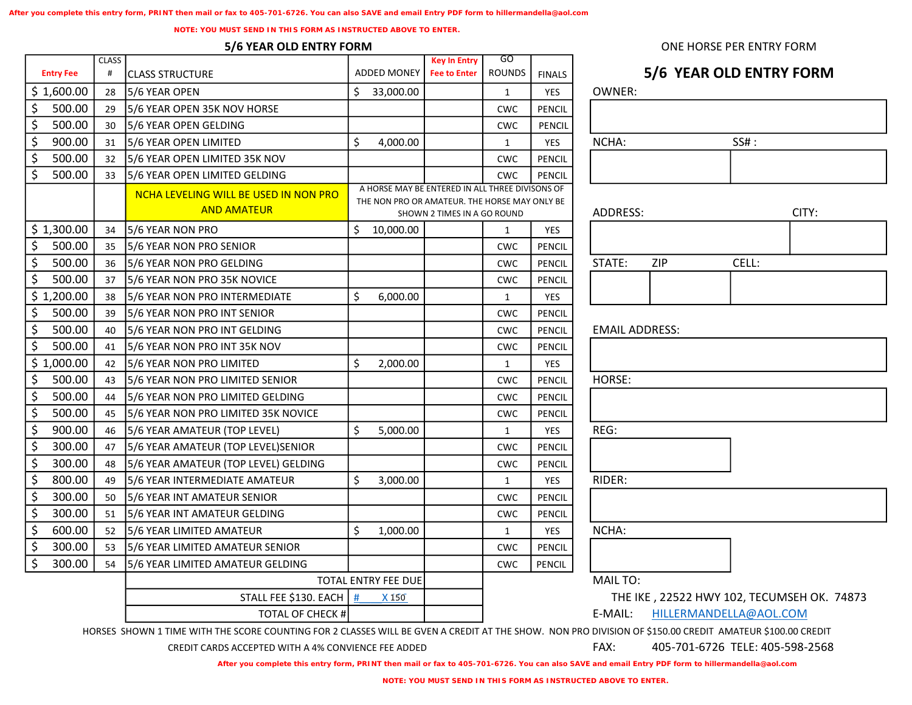After you complete this entry form, PRINT then mail or fax to 405-701-6726. You can also SAVE and email Entry PDF form to hillermandella@aol.com

NOTE: YOU MUST SEND IN THIS FORM AS INSTRUCTED ABOVE TO ENTER.

## 5/6 YEAR OLD ENTRY FORM

| Entry Fee | CLASS # | CLASS STRUCTURE | ADDED MONEY | Key In Entry Fee to Enter | GO ROUNDS | FINALS |
|---|---|---|---|---|---|---|
| $ 1,600.00 | 28 | 5/6 YEAR OPEN | $ 33,000.00 | | 1 | YES |
| $ 500.00 | 29 | 5/6 YEAR OPEN 35K NOV HORSE | | | CWC | PENCIL |
| $ 500.00 | 30 | 5/6 YEAR OPEN GELDING | | | CWC | PENCIL |
| $ 900.00 | 31 | 5/6 YEAR OPEN LIMITED | $ 4,000.00 | | 1 | YES |
| $ 500.00 | 32 | 5/6 YEAR OPEN LIMITED 35K NOV | | | CWC | PENCIL |
| $ 500.00 | 33 | 5/6 YEAR OPEN LIMITED GELDING | | | CWC | PENCIL |
| | | NCHA LEVELING WILL BE USED IN NON PRO AND AMATEUR | A HORSE MAY BE ENTERED IN ALL THREE DIVISONS OF THE NON PRO OR AMATEUR. THE HORSE MAY ONLY BE SHOWN 2 TIMES IN A GO ROUND | | | |
| $ 1,300.00 | 34 | 5/6 YEAR NON PRO | $ 10,000.00 | | 1 | YES |
| $ 500.00 | 35 | 5/6 YEAR NON PRO SENIOR | | | CWC | PENCIL |
| $ 500.00 | 36 | 5/6 YEAR NON PRO GELDING | | | CWC | PENCIL |
| $ 500.00 | 37 | 5/6 YEAR NON PRO 35K NOVICE | | | CWC | PENCIL |
| $ 1,200.00 | 38 | 5/6 YEAR NON PRO INTERMEDIATE | $ 6,000.00 | | 1 | YES |
| $ 500.00 | 39 | 5/6 YEAR NON PRO INT SENIOR | | | CWC | PENCIL |
| $ 500.00 | 40 | 5/6 YEAR NON PRO INT GELDING | | | CWC | PENCIL |
| $ 500.00 | 41 | 5/6 YEAR NON PRO INT 35K NOV | | | CWC | PENCIL |
| $ 1,000.00 | 42 | 5/6 YEAR NON PRO LIMITED | $ 2,000.00 | | 1 | YES |
| $ 500.00 | 43 | 5/6 YEAR NON PRO LIMITED SENIOR | | | CWC | PENCIL |
| $ 500.00 | 44 | 5/6 YEAR NON PRO LIMITED GELDING | | | CWC | PENCIL |
| $ 500.00 | 45 | 5/6 YEAR NON PRO LIMITED 35K NOVICE | | | CWC | PENCIL |
| $ 900.00 | 46 | 5/6 YEAR AMATEUR (TOP LEVEL) | $ 5,000.00 | | 1 | YES |
| $ 300.00 | 47 | 5/6 YEAR AMATEUR (TOP LEVEL)SENIOR | | | CWC | PENCIL |
| $ 300.00 | 48 | 5/6 YEAR AMATEUR (TOP LEVEL) GELDING | | | CWC | PENCIL |
| $ 800.00 | 49 | 5/6 YEAR INTERMEDIATE AMATEUR | $ 3,000.00 | | 1 | YES |
| $ 300.00 | 50 | 5/6 YEAR INT AMATEUR SENIOR | | | CWC | PENCIL |
| $ 300.00 | 51 | 5/6 YEAR INT AMATEUR GELDING | | | CWC | PENCIL |
| $ 600.00 | 52 | 5/6 YEAR LIMITED AMATEUR | $ 1,000.00 | | 1 | YES |
| $ 300.00 | 53 | 5/6 YEAR LIMITED AMATEUR SENIOR | | | CWC | PENCIL |
| $ 300.00 | 54 | 5/6 YEAR LIMITED AMATEUR GELDING | | | CWC | PENCIL |
| | | TOTAL ENTRY FEE DUE | | | | |
| | | STALL FEE $130. EACH | # X 150 | | | |
| | | TOTAL OF CHECK # | | | | |

ONE HORSE PER ENTRY FORM

## 5/6 YEAR OLD ENTRY FORM

OWNER:

NCHA: SS# :

ADDRESS: CITY:

STATE: ZIP CELL:

EMAIL ADDRESS:

HORSE:

REG:

RIDER:

NCHA:

MAIL TO:

THE IKE , 22522 HWY 102, TECUMSEH OK. 74873

E-MAIL: HILLERMANDELLA@AOL.COM

FAX: 405-701-6726 TELE: 405-598-2568

HORSES SHOWN 1 TIME WITH THE SCORE COUNTING FOR 2 CLASSES WILL BE GVEN A CREDIT AT THE SHOW. NON PRO DIVISION OF $150.00 CREDIT AMATEUR $100.00 CREDIT

CREDIT CARDS ACCEPTED WITH A 4% CONVIENCE FEE ADDED

After you complete this entry form, PRINT then mail or fax to 405-701-6726. You can also SAVE and email Entry PDF form to hillermandella@aol.com

NOTE: YOU MUST SEND IN THIS FORM AS INSTRUCTED ABOVE TO ENTER.